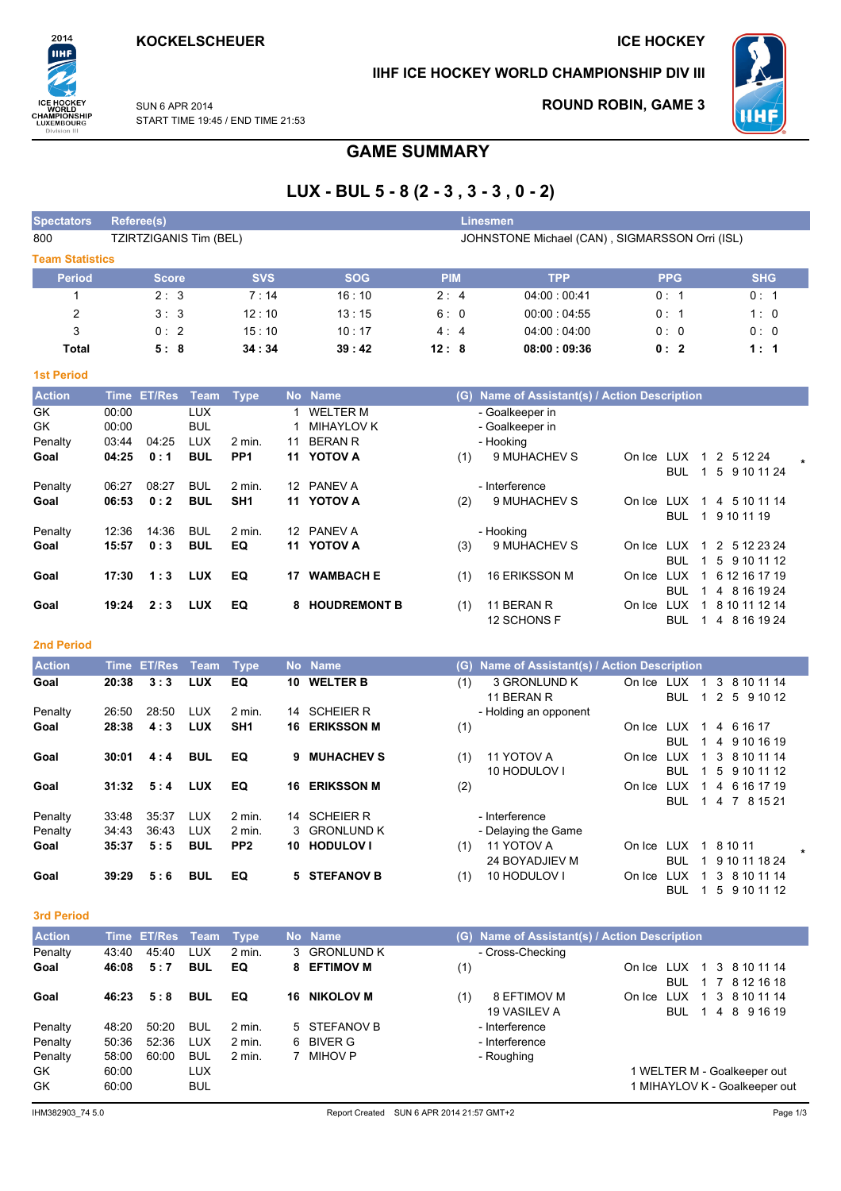**KOCKELSCHEUER**

**ICE HOCKEY**

**IIHF ICE HOCKEY WORLD CHAMPIONSHIP DIV III**

SUN 6 APR 2014
START TIME 19:45 / END TIME 21:53

**ROUND ROBIN, GAME 3**

# GAME SUMMARY

## LUX - BUL 5 - 8 (2 - 3 , 3 - 3 , 0 - 2)

| Spectators | Referee(s) | Linesmen |
|---|---|---|
| 800 | TZIRTZIGANIS Tim (BEL) | JOHNSTONE Michael (CAN) , SIGMARSSON Orri (ISL) |

### Team Statistics

| Period | Score | SVS | SOG | PIM | TPP | PPG | SHG |
|---|---|---|---|---|---|---|---|
| 1 | 2 : 3 | 7 : 14 | 16 : 10 | 2 : 4 | 04:00 : 00:41 | 0 : 1 | 0 : 1 |
| 2 | 3 : 3 | 12 : 10 | 13 : 15 | 6 : 0 | 00:00 : 04:55 | 0 : 1 | 1 : 0 |
| 3 | 0 : 2 | 15 : 10 | 10 : 17 | 4 : 4 | 04:00 : 04:00 | 0 : 0 | 0 : 0 |
| **Total** | **5 : 8** | **34 : 34** | **39 : 42** | **12 : 8** | **08:00 : 09:36** | **0 : 2** | **1 : 1** |

### 1st Period

| Action | Time | ET/Res | Team | Type | No | Name | (G) | Name of Assistant(s) / Action Description | On Ice | | |
|---|---|---|---|---|---|---|---|---|---|---|---|
| GK | 00:00 | | LUX | | 1 | WELTER M | | - Goalkeeper in | | | |
| GK | 00:00 | | BUL | | 1 | MIHAYLOV K | | - Goalkeeper in | | | |
| Penalty | 03:44 | 04:25 | LUX | 2 min. | 11 | BERAN R | | - Hooking | | | |
| **Goal** | **04:25** | **0 : 1** | **BUL** | **PP1** | **11** | **YOTOV A** | (1) | 9 MUHACHEV S | On Ice | LUX | 1 2 5 12 24 * |
| | | | | | | | | | | BUL | 1 5 9 10 11 24 |
| Penalty | 06:27 | 08:27 | BUL | 2 min. | 12 | PANEV A | | - Interference | | | |
| **Goal** | **06:53** | **0 : 2** | **BUL** | **SH1** | **11** | **YOTOV A** | (2) | 9 MUHACHEV S | On Ice | LUX | 1 4 5 10 11 14 |
| | | | | | | | | | | BUL | 1 9 10 11 19 |
| Penalty | 12:36 | 14:36 | BUL | 2 min. | 12 | PANEV A | | - Hooking | | | |
| **Goal** | **15:57** | **0 : 3** | **BUL** | **EQ** | **11** | **YOTOV A** | (3) | 9 MUHACHEV S | On Ice | LUX | 1 2 5 12 23 24 |
| | | | | | | | | | | BUL | 1 5 9 10 11 12 |
| **Goal** | **17:30** | **1 : 3** | **LUX** | **EQ** | **17** | **WAMBACH E** | (1) | 16 ERIKSSON M | On Ice | LUX | 1 6 12 16 17 19 |
| | | | | | | | | | | BUL | 1 4 8 16 19 24 |
| **Goal** | **19:24** | **2 : 3** | **LUX** | **EQ** | **8** | **HOUDREMONT B** | (1) | 11 BERAN R | On Ice | LUX | 1 8 10 11 12 14 |
| | | | | | | | | 12 SCHONS F | | BUL | 1 4 8 16 19 24 |

### 2nd Period

| Action | Time | ET/Res | Team | Type | No | Name | (G) | Name of Assistant(s) / Action Description | On Ice | | |
|---|---|---|---|---|---|---|---|---|---|---|---|
| **Goal** | **20:38** | **3 : 3** | **LUX** | **EQ** | **10** | **WELTER B** | (1) | 3 GRONLUND K | On Ice | LUX | 1 3 8 10 11 14 |
| | | | | | | | | 11 BERAN R | | BUL | 1 2 5 9 10 12 |
| Penalty | 26:50 | 28:50 | LUX | 2 min. | 14 | SCHEIER R | | - Holding an opponent | | | |
| **Goal** | **28:38** | **4 : 3** | **LUX** | **SH1** | **16** | **ERIKSSON M** | (1) | | On Ice | LUX | 1 4 6 16 17 |
| | | | | | | | | | | BUL | 1 4 9 10 16 19 |
| **Goal** | **30:01** | **4 : 4** | **BUL** | **EQ** | **9** | **MUHACHEV S** | (1) | 11 YOTOV A | On Ice | LUX | 1 3 8 10 11 14 |
| | | | | | | | | 10 HODULOV I | | BUL | 1 5 9 10 11 12 |
| **Goal** | **31:32** | **5 : 4** | **LUX** | **EQ** | **16** | **ERIKSSON M** | (2) | | On Ice | LUX | 1 4 6 16 17 19 |
| | | | | | | | | | | BUL | 1 4 7 8 15 21 |
| Penalty | 33:48 | 35:37 | LUX | 2 min. | 14 | SCHEIER R | | - Interference | | | |
| Penalty | 34:43 | 36:43 | LUX | 2 min. | 3 | GRONLUND K | | - Delaying the Game | | | |
| **Goal** | **35:37** | **5 : 5** | **BUL** | **PP2** | **10** | **HODULOV I** | (1) | 11 YOTOV A | On Ice | LUX | 1 8 10 11 * |
| | | | | | | | | 24 BOYADJIEV M | | BUL | 1 9 10 11 18 24 |
| **Goal** | **39:29** | **5 : 6** | **BUL** | **EQ** | **5** | **STEFANOV B** | (1) | 10 HODULOV I | On Ice | LUX | 1 3 8 10 11 14 |
| | | | | | | | | | | BUL | 1 5 9 10 11 12 |

### 3rd Period

| Action | Time | ET/Res | Team | Type | No | Name | (G) | Name of Assistant(s) / Action Description | On Ice | | |
|---|---|---|---|---|---|---|---|---|---|---|---|
| Penalty | 43:40 | 45:40 | LUX | 2 min. | 3 | GRONLUND K | | - Cross-Checking | | | |
| **Goal** | **46:08** | **5 : 7** | **BUL** | **EQ** | **8** | **EFTIMOV M** | (1) | | On Ice | LUX | 1 3 8 10 11 14 |
| | | | | | | | | | | BUL | 1 7 8 12 16 18 |
| **Goal** | **46:23** | **5 : 8** | **BUL** | **EQ** | **16** | **NIKOLOV M** | (1) | 8 EFTIMOV M | On Ice | LUX | 1 3 8 10 11 14 |
| | | | | | | | | 19 VASILEV A | | BUL | 1 4 8 9 16 19 |
| Penalty | 48:20 | 50:20 | BUL | 2 min. | 5 | STEFANOV B | | - Interference | | | |
| Penalty | 50:36 | 52:36 | LUX | 2 min. | 6 | BIVER G | | - Interference | | | |
| Penalty | 58:00 | 60:00 | BUL | 2 min. | 7 | MIHOV P | | - Roughing | | | |
| GK | 60:00 | | LUX | | | | | 1 WELTER M - Goalkeeper out | | | |
| GK | 60:00 | | BUL | | | | | 1 MIHAYLOV K - Goalkeeper out | | | |

IHM382903_74 5.0 — Report Created SUN 6 APR 2014 21:57 GMT+2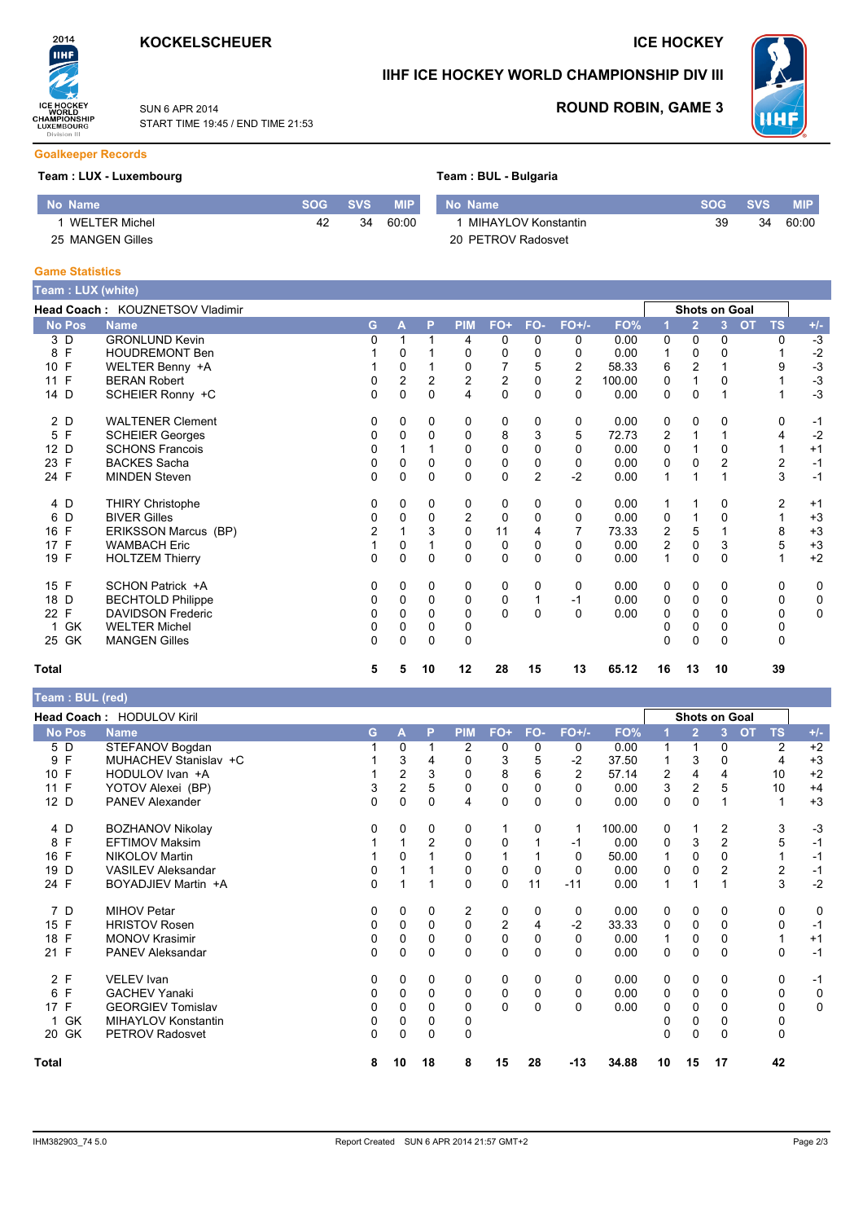# KOCKELSCHEUER

## ICE HOCKEY

## IIHF ICE HOCKEY WORLD CHAMPIONSHIP DIV III

SUN 6 APR 2014
START TIME 19:45 / END TIME 21:53

## ROUND ROBIN, GAME 3

### Goalkeeper Records

**Team : LUX - Luxembourg**

| No | Name | SOG | SVS | MIP |
|---|---|---|---|---|
| 1 | WELTER Michel | 42 | 34 | 60:00 |
| 25 | MANGEN Gilles | | | |

**Team : BUL - Bulgaria**

| No | Name | SOG | SVS | MIP |
|---|---|---|---|---|
| 1 | MIHAYLOV Konstantin | 39 | 34 | 60:00 |
| 20 | PETROV Radosvet | | | |

### Game Statistics

**Team : LUX (white)**

**Head Coach :** KOUZNETSOV Vladimir

| No | Pos | Name | G | A | P | PIM | FO+ | FO- | FO+/- | FO% | SOG 1 | SOG 2 | SOG 3 | SOG OT | SOG TS | +/- |
|---|---|---|---|---|---|---|---|---|---|---|---|---|---|---|---|---|
| 3 | D | GRONLUND Kevin | 0 | 1 | 1 | 4 | 0 | 0 | 0 | 0.00 | 0 | 0 | 0 | | 0 | -3 |
| 8 | F | HOUDREMONT Ben | 1 | 0 | 1 | 0 | 0 | 0 | 0 | 0.00 | 1 | 0 | 0 | | 1 | -2 |
| 10 | F | WELTER Benny +A | 1 | 0 | 1 | 0 | 7 | 5 | 2 | 58.33 | 6 | 2 | 1 | | 9 | -3 |
| 11 | F | BERAN Robert | 0 | 2 | 2 | 2 | 2 | 0 | 2 | 100.00 | 0 | 1 | 0 | | 1 | -3 |
| 14 | D | SCHEIER Ronny +C | 0 | 0 | 0 | 4 | 0 | 0 | 0 | 0.00 | 0 | 0 | 1 | | 1 | -3 |
| 2 | D | WALTENER Clement | 0 | 0 | 0 | 0 | 0 | 0 | 0 | 0.00 | 0 | 0 | 0 | | 0 | -1 |
| 5 | F | SCHEIER Georges | 0 | 0 | 0 | 0 | 8 | 3 | 5 | 72.73 | 2 | 1 | 1 | | 4 | -2 |
| 12 | D | SCHONS Francois | 0 | 1 | 1 | 0 | 0 | 0 | 0 | 0.00 | 0 | 1 | 0 | | 1 | +1 |
| 23 | F | BACKES Sacha | 0 | 0 | 0 | 0 | 0 | 0 | 0 | 0.00 | 0 | 0 | 2 | | 2 | -1 |
| 24 | F | MINDEN Steven | 0 | 0 | 0 | 0 | 0 | 2 | -2 | 0.00 | 1 | 1 | 1 | | 3 | -1 |
| 4 | D | THIRY Christophe | 0 | 0 | 0 | 0 | 0 | 0 | 0 | 0.00 | 1 | 1 | 0 | | 2 | +1 |
| 6 | D | BIVER Gilles | 0 | 0 | 0 | 2 | 0 | 0 | 0 | 0.00 | 0 | 1 | 0 | | 1 | +3 |
| 16 | F | ERIKSSON Marcus (BP) | 2 | 1 | 3 | 0 | 11 | 4 | 7 | 73.33 | 2 | 5 | 1 | | 8 | +3 |
| 17 | F | WAMBACH Eric | 1 | 0 | 1 | 0 | 0 | 0 | 0 | 0.00 | 2 | 0 | 3 | | 5 | +3 |
| 19 | F | HOLTZEM Thierry | 0 | 0 | 0 | 0 | 0 | 0 | 0 | 0.00 | 1 | 0 | 0 | | 1 | +2 |
| 15 | F | SCHON Patrick +A | 0 | 0 | 0 | 0 | 0 | 0 | 0 | 0.00 | 0 | 0 | 0 | | 0 | 0 |
| 18 | D | BECHTOLD Philippe | 0 | 0 | 0 | 0 | 0 | 1 | -1 | 0.00 | 0 | 0 | 0 | | 0 | 0 |
| 22 | F | DAVIDSON Frederic | 0 | 0 | 0 | 0 | 0 | 0 | 0 | 0.00 | 0 | 0 | 0 | | 0 | 0 |
| 1 | GK | WELTER Michel | 0 | 0 | 0 | 0 | | | | | 0 | 0 | 0 | | 0 | |
| 25 | GK | MANGEN Gilles | 0 | 0 | 0 | 0 | | | | | 0 | 0 | 0 | | 0 | |
| **Total** | | | **5** | **5** | **10** | **12** | **28** | **15** | **13** | **65.12** | **16** | **13** | **10** | | **39** | |

**Team : BUL (red)**

**Head Coach :** HODULOV Kiril

| No | Pos | Name | G | A | P | PIM | FO+ | FO- | FO+/- | FO% | SOG 1 | SOG 2 | SOG 3 | SOG OT | SOG TS | +/- |
|---|---|---|---|---|---|---|---|---|---|---|---|---|---|---|---|---|
| 5 | D | STEFANOV Bogdan | 1 | 0 | 1 | 2 | 0 | 0 | 0 | 0.00 | 1 | 1 | 0 | | 2 | +2 |
| 9 | F | MUHACHEV Stanislav +C | 1 | 3 | 4 | 0 | 3 | 5 | -2 | 37.50 | 1 | 3 | 0 | | 4 | +3 |
| 10 | F | HODULOV Ivan +A | 1 | 2 | 3 | 0 | 8 | 6 | 2 | 57.14 | 2 | 4 | 4 | | 10 | +2 |
| 11 | F | YOTOV Alexei (BP) | 3 | 2 | 5 | 0 | 0 | 0 | 0 | 0.00 | 3 | 2 | 5 | | 10 | +4 |
| 12 | D | PANEV Alexander | 0 | 0 | 0 | 4 | 0 | 0 | 0 | 0.00 | 0 | 0 | 1 | | 1 | +3 |
| 4 | D | BOZHANOV Nikolay | 0 | 0 | 0 | 0 | 1 | 0 | 1 | 100.00 | 0 | 1 | 2 | | 3 | -3 |
| 8 | F | EFTIMOV Maksim | 1 | 1 | 2 | 0 | 0 | 1 | -1 | 0.00 | 0 | 3 | 2 | | 5 | -1 |
| 16 | F | NIKOLOV Martin | 1 | 0 | 1 | 0 | 1 | 1 | 0 | 50.00 | 1 | 0 | 0 | | 1 | -1 |
| 19 | D | VASILEV Aleksandar | 0 | 1 | 1 | 0 | 0 | 0 | 0 | 0.00 | 0 | 0 | 2 | | 2 | -1 |
| 24 | F | BOYADJIEV Martin +A | 0 | 1 | 1 | 0 | 0 | 11 | -11 | 0.00 | 1 | 1 | 1 | | 3 | -2 |
| 7 | D | MIHOV Petar | 0 | 0 | 0 | 2 | 0 | 0 | 0 | 0.00 | 0 | 0 | 0 | | 0 | 0 |
| 15 | F | HRISTOV Rosen | 0 | 0 | 0 | 0 | 2 | 4 | -2 | 33.33 | 0 | 0 | 0 | | 0 | -1 |
| 18 | F | MONOV Krasimir | 0 | 0 | 0 | 0 | 0 | 0 | 0 | 0.00 | 1 | 0 | 0 | | 1 | +1 |
| 21 | F | PANEV Aleksandar | 0 | 0 | 0 | 0 | 0 | 0 | 0 | 0.00 | 0 | 0 | 0 | | 0 | -1 |
| 2 | F | VELEV Ivan | 0 | 0 | 0 | 0 | 0 | 0 | 0 | 0.00 | 0 | 0 | 0 | | 0 | -1 |
| 6 | F | GACHEV Yanaki | 0 | 0 | 0 | 0 | 0 | 0 | 0 | 0.00 | 0 | 0 | 0 | | 0 | 0 |
| 17 | F | GEORGIEV Tomislav | 0 | 0 | 0 | 0 | 0 | 0 | 0 | 0.00 | 0 | 0 | 0 | | 0 | 0 |
| 1 | GK | MIHAYLOV Konstantin | 0 | 0 | 0 | 0 | | | | | 0 | 0 | 0 | | 0 | |
| 20 | GK | PETROV Radosvet | 0 | 0 | 0 | 0 | | | | | 0 | 0 | 0 | | 0 | |
| **Total** | | | **8** | **10** | **18** | **8** | **15** | **28** | **-13** | **34.88** | **10** | **15** | **17** | | **42** | |

IHM382903_74 5.0 Report Created SUN 6 APR 2014 21:57 GMT+2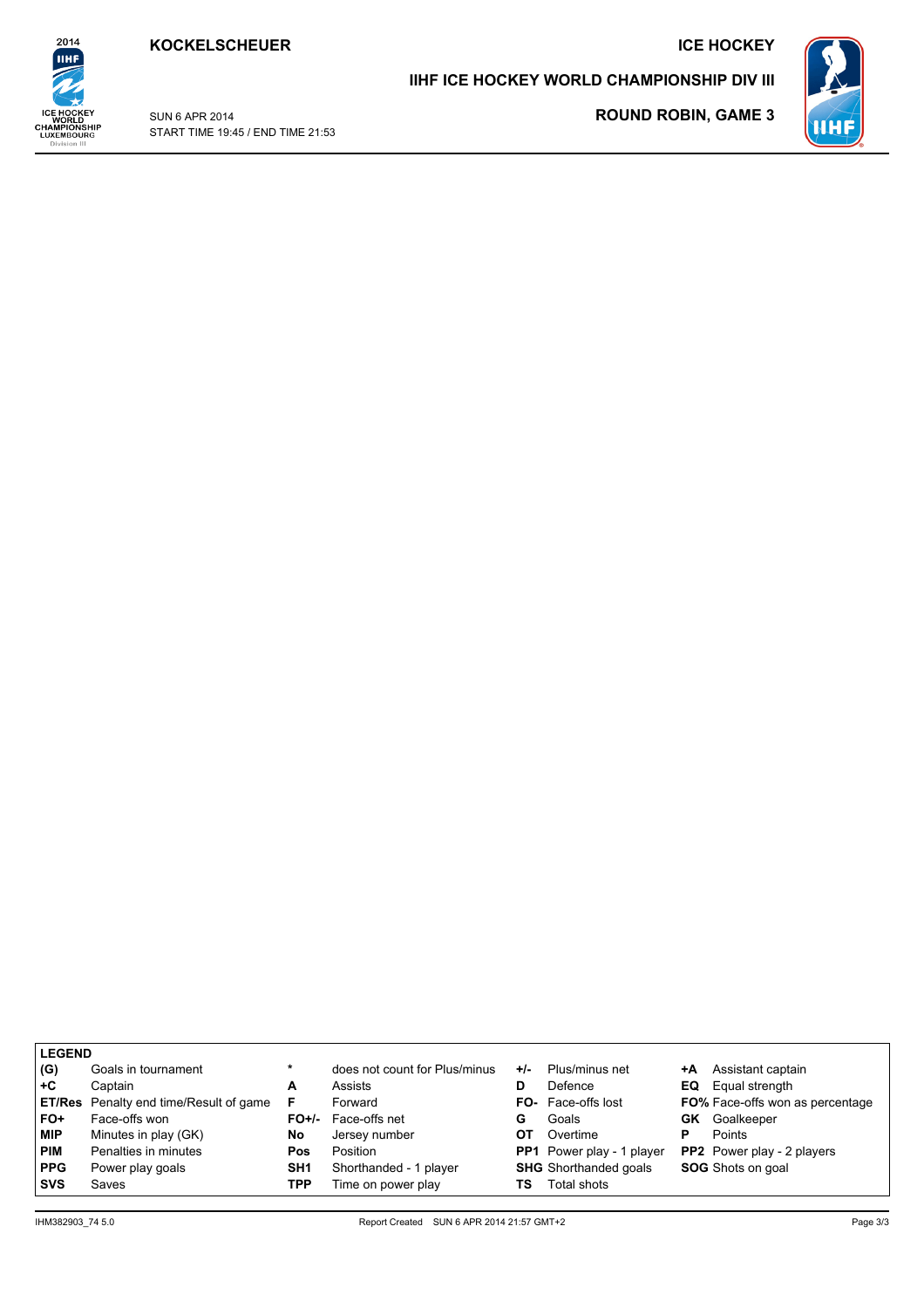**KOCKELSCHEUER**

**ICE HOCKEY**

**IIHF ICE HOCKEY WORLD CHAMPIONSHIP DIV III**

SUN 6 APR 2014
START TIME 19:45 / END TIME 21:53

**ROUND ROBIN, GAME 3**

| **LEGEND** | | | | | | | |
|---|---|---|---|---|---|---|---|
| **(G)** | Goals in tournament | * | does not count for Plus/minus | **+/-** | Plus/minus net | **+A** | Assistant captain |
| **+C** | Captain | **A** | Assists | **D** | Defence | **EQ** | Equal strength |
| **ET/Res** | Penalty end time/Result of game | **F** | Forward | **FO-** | Face-offs lost | **FO%** | Face-offs won as percentage |
| **FO+** | Face-offs won | **FO+/-** | Face-offs net | **G** | Goals | **GK** | Goalkeeper |
| **MIP** | Minutes in play (GK) | **No** | Jersey number | **OT** | Overtime | **P** | Points |
| **PIM** | Penalties in minutes | **Pos** | Position | **PP1** | Power play - 1 player | **PP2** | Power play - 2 players |
| **PPG** | Power play goals | **SH1** | Shorthanded - 1 player | **SHG** | Shorthanded goals | **SOG** | Shots on goal |
| **SVS** | Saves | **TPP** | Time on power play | **TS** | Total shots | | |

IHM382903_74 5.0 Report Created SUN 6 APR 2014 21:57 GMT+2